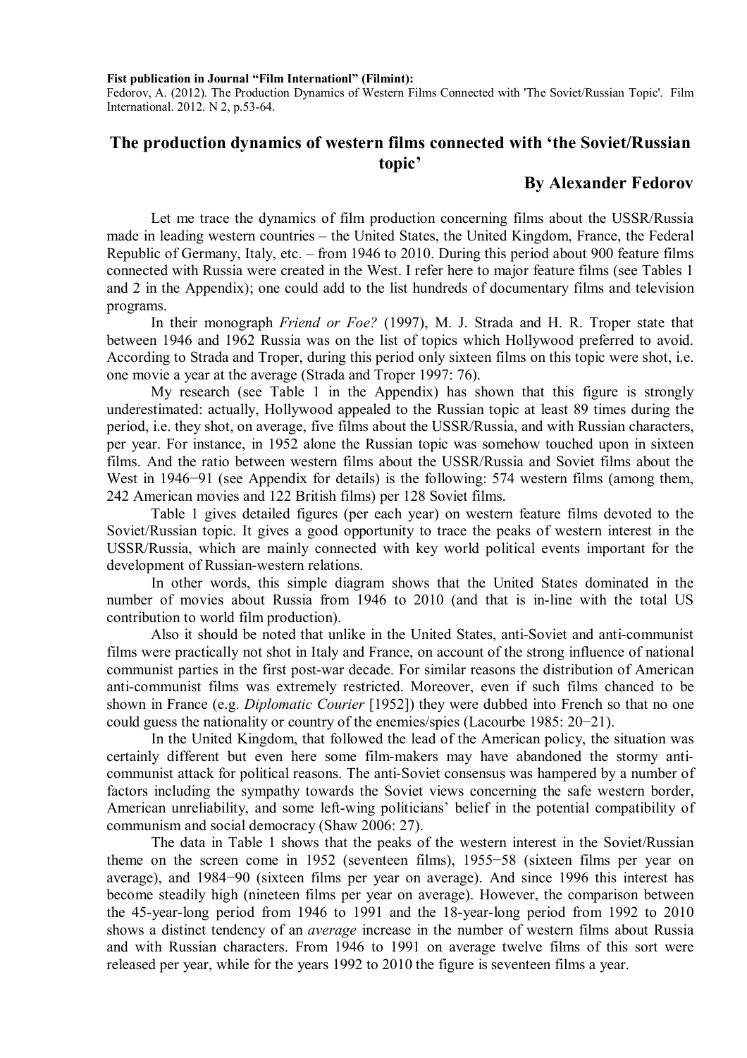**Fist publication in Journal "Film Internationl" (Filmint):**
Fedorov, A. (2012). The Production Dynamics of Western Films Connected with 'The Soviet/Russian Topic'. Film International. 2012. N 2, p.53-64.

# The production dynamics of western films connected with 'the Soviet/Russian topic'

### By Alexander Fedorov

Let me trace the dynamics of film production concerning films about the USSR/Russia made in leading western countries – the United States, the United Kingdom, France, the Federal Republic of Germany, Italy, etc. – from 1946 to 2010. During this period about 900 feature films connected with Russia were created in the West. I refer here to major feature films (see Tables 1 and 2 in the Appendix); one could add to the list hundreds of documentary films and television programs.

In their monograph *Friend or Foe?* (1997), M. J. Strada and H. R. Troper state that between 1946 and 1962 Russia was on the list of topics which Hollywood preferred to avoid. According to Strada and Troper, during this period only sixteen films on this topic were shot, i.e. one movie a year at the average (Strada and Troper 1997: 76).

My research (see Table 1 in the Appendix) has shown that this figure is strongly underestimated: actually, Hollywood appealed to the Russian topic at least 89 times during the period, i.e. they shot, on average, five films about the USSR/Russia, and with Russian characters, per year. For instance, in 1952 alone the Russian topic was somehow touched upon in sixteen films. And the ratio between western films about the USSR/Russia and Soviet films about the West in 1946−91 (see Appendix for details) is the following: 574 western films (among them, 242 American movies and 122 British films) per 128 Soviet films.

Table 1 gives detailed figures (per each year) on western feature films devoted to the Soviet/Russian topic. It gives a good opportunity to trace the peaks of western interest in the USSR/Russia, which are mainly connected with key world political events important for the development of Russian-western relations.

In other words, this simple diagram shows that the United States dominated in the number of movies about Russia from 1946 to 2010 (and that is in-line with the total US contribution to world film production).

Also it should be noted that unlike in the United States, anti-Soviet and anti-communist films were practically not shot in Italy and France, on account of the strong influence of national communist parties in the first post-war decade. For similar reasons the distribution of American anti-communist films was extremely restricted. Moreover, even if such films chanced to be shown in France (e.g. *Diplomatic Courier* [1952]) they were dubbed into French so that no one could guess the nationality or country of the enemies/spies (Lacourbe 1985: 20−21).

In the United Kingdom, that followed the lead of the American policy, the situation was certainly different but even here some film-makers may have abandoned the stormy anti-communist attack for political reasons. The anti-Soviet consensus was hampered by a number of factors including the sympathy towards the Soviet views concerning the safe western border, American unreliability, and some left-wing politicians' belief in the potential compatibility of communism and social democracy (Shaw 2006: 27).

The data in Table 1 shows that the peaks of the western interest in the Soviet/Russian theme on the screen come in 1952 (seventeen films), 1955−58 (sixteen films per year on average), and 1984−90 (sixteen films per year on average). And since 1996 this interest has become steadily high (nineteen films per year on average). However, the comparison between the 45-year-long period from 1946 to 1991 and the 18-year-long period from 1992 to 2010 shows a distinct tendency of an *average* increase in the number of western films about Russia and with Russian characters. From 1946 to 1991 on average twelve films of this sort were released per year, while for the years 1992 to 2010 the figure is seventeen films a year.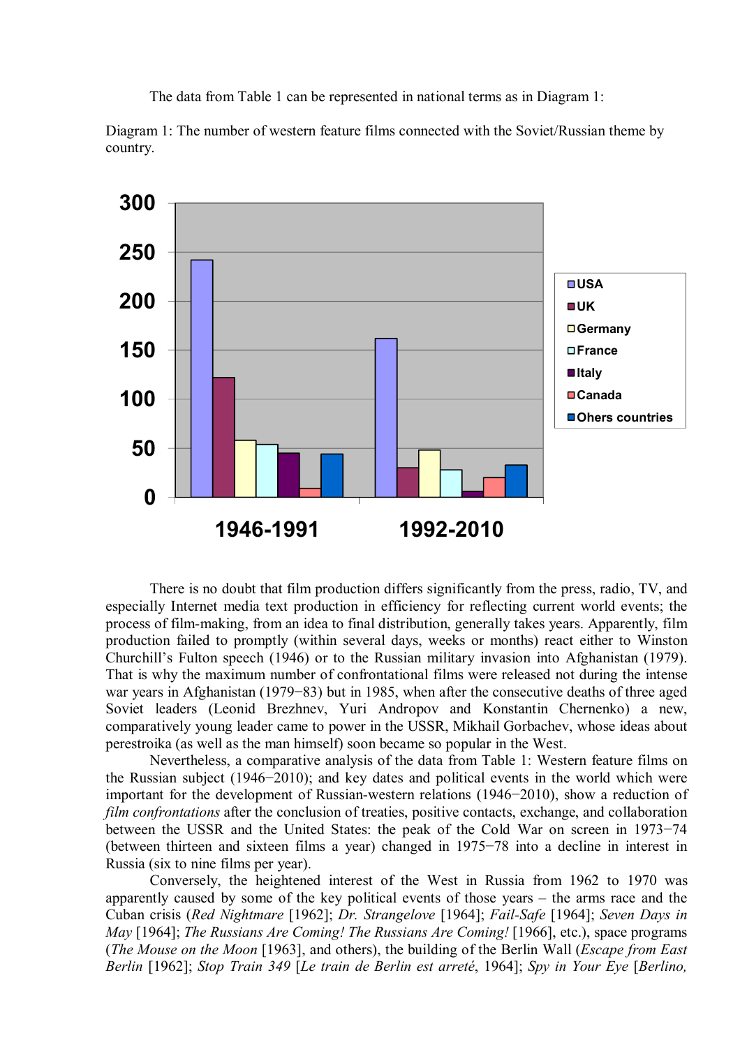The data from Table 1 can be represented in national terms as in Diagram 1:

Diagram 1: The number of western feature films connected with the Soviet/Russian theme by country.

300
250
200
150
100
50
0

1946-1991
1992-2010

USA
UK
Germany
France
Italy
Canada
Ohers countries

There is no doubt that film production differs significantly from the press, radio, TV, and especially Internet media text production in efficiency for reflecting current world events; the process of film-making, from an idea to final distribution, generally takes years. Apparently, film production failed to promptly (within several days, weeks or months) react either to Winston Churchill's Fulton speech (1946) or to the Russian military invasion into Afghanistan (1979). That is why the maximum number of confrontational films were released not during the intense war years in Afghanistan (1979−83) but in 1985, when after the consecutive deaths of three aged Soviet leaders (Leonid Brezhnev, Yuri Andropov and Konstantin Chernenko) a new, comparatively young leader came to power in the USSR, Mikhail Gorbachev, whose ideas about perestroika (as well as the man himself) soon became so popular in the West.

Nevertheless, a comparative analysis of the data from Table 1: Western feature films on the Russian subject (1946−2010); and key dates and political events in the world which were important for the development of Russian-western relations (1946−2010), show a reduction of *film confrontations* after the conclusion of treaties, positive contacts, exchange, and collaboration between the USSR and the United States: the peak of the Cold War on screen in 1973−74 (between thirteen and sixteen films a year) changed in 1975−78 into a decline in interest in Russia (six to nine films per year).

Conversely, the heightened interest of the West in Russia from 1962 to 1970 was apparently caused by some of the key political events of those years – the arms race and the Cuban crisis (*Red Nightmare* [1962]; *Dr. Strangelove* [1964]; *Fail-Safe* [1964]; *Seven Days in May* [1964]; *The Russians Are Coming! The Russians Are Coming!* [1966], etc.), space programs (*The Mouse on the Moon* [1963], and others), the building of the Berlin Wall (*Escape from East Berlin* [1962]; *Stop Train 349* [*Le train de Berlin est arreté*, 1964]; *Spy in Your Eye* [*Berlino,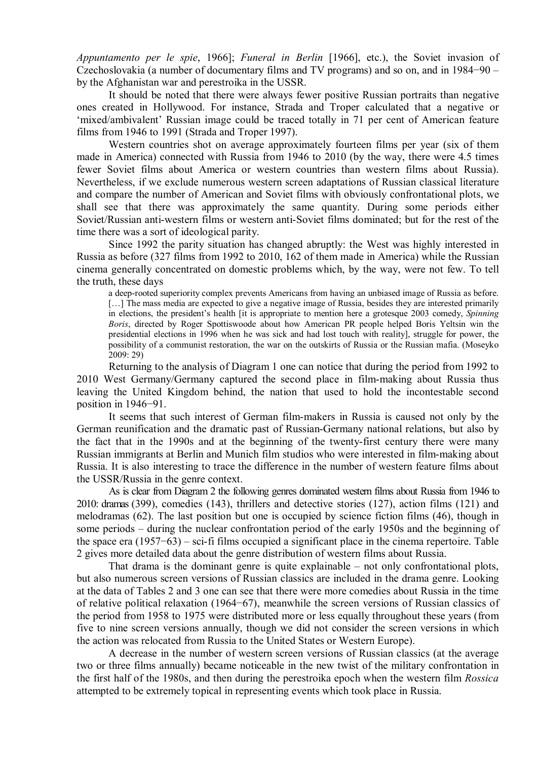*Appuntamento per le spie*, 1966]; *Funeral in Berlin* [1966], etc.), the Soviet invasion of Czechoslovakia (a number of documentary films and TV programs) and so on, and in 1984−90 – by the Afghanistan war and perestroika in the USSR.

It should be noted that there were always fewer positive Russian portraits than negative ones created in Hollywood. For instance, Strada and Troper calculated that a negative or 'mixed/ambivalent' Russian image could be traced totally in 71 per cent of American feature films from 1946 to 1991 (Strada and Troper 1997).

Western countries shot on average approximately fourteen films per year (six of them made in America) connected with Russia from 1946 to 2010 (by the way, there were 4.5 times fewer Soviet films about America or western countries than western films about Russia). Nevertheless, if we exclude numerous western screen adaptations of Russian classical literature and compare the number of American and Soviet films with obviously confrontational plots, we shall see that there was approximately the same quantity. During some periods either Soviet/Russian anti-western films or western anti-Soviet films dominated; but for the rest of the time there was a sort of ideological parity.

Since 1992 the parity situation has changed abruptly: the West was highly interested in Russia as before (327 films from 1992 to 2010, 162 of them made in America) while the Russian cinema generally concentrated on domestic problems which, by the way, were not few. To tell the truth, these days

> a deep-rooted superiority complex prevents Americans from having an unbiased image of Russia as before. […] The mass media are expected to give a negative image of Russia, besides they are interested primarily in elections, the president's health [it is appropriate to mention here a grotesque 2003 comedy, *Spinning Boris*, directed by Roger Spottiswoode about how American PR people helped Boris Yeltsin win the presidential elections in 1996 when he was sick and had lost touch with reality], struggle for power, the possibility of a communist restoration, the war on the outskirts of Russia or the Russian mafia. (Moseyko 2009: 29)

Returning to the analysis of Diagram 1 one can notice that during the period from 1992 to 2010 West Germany/Germany captured the second place in film-making about Russia thus leaving the United Kingdom behind, the nation that used to hold the incontestable second position in 1946−91.

It seems that such interest of German film-makers in Russia is caused not only by the German reunification and the dramatic past of Russian-Germany national relations, but also by the fact that in the 1990s and at the beginning of the twenty-first century there were many Russian immigrants at Berlin and Munich film studios who were interested in film-making about Russia. It is also interesting to trace the difference in the number of western feature films about the USSR/Russia in the genre context.

As is clear from Diagram 2 the following genres dominated western films about Russia from 1946 to 2010: dramas (399), comedies (143), thrillers and detective stories (127), action films (121) and melodramas (62). The last position but one is occupied by science fiction films (46), though in some periods – during the nuclear confrontation period of the early 1950s and the beginning of the space era (1957−63) – sci-fi films occupied a significant place in the cinema repertoire. Table 2 gives more detailed data about the genre distribution of western films about Russia.

That drama is the dominant genre is quite explainable – not only confrontational plots, but also numerous screen versions of Russian classics are included in the drama genre. Looking at the data of Tables 2 and 3 one can see that there were more comedies about Russia in the time of relative political relaxation (1964−67), meanwhile the screen versions of Russian classics of the period from 1958 to 1975 were distributed more or less equally throughout these years (from five to nine screen versions annually, though we did not consider the screen versions in which the action was relocated from Russia to the United States or Western Europe).

A decrease in the number of western screen versions of Russian classics (at the average two or three films annually) became noticeable in the new twist of the military confrontation in the first half of the 1980s, and then during the perestroika epoch when the western film *Rossica* attempted to be extremely topical in representing events which took place in Russia.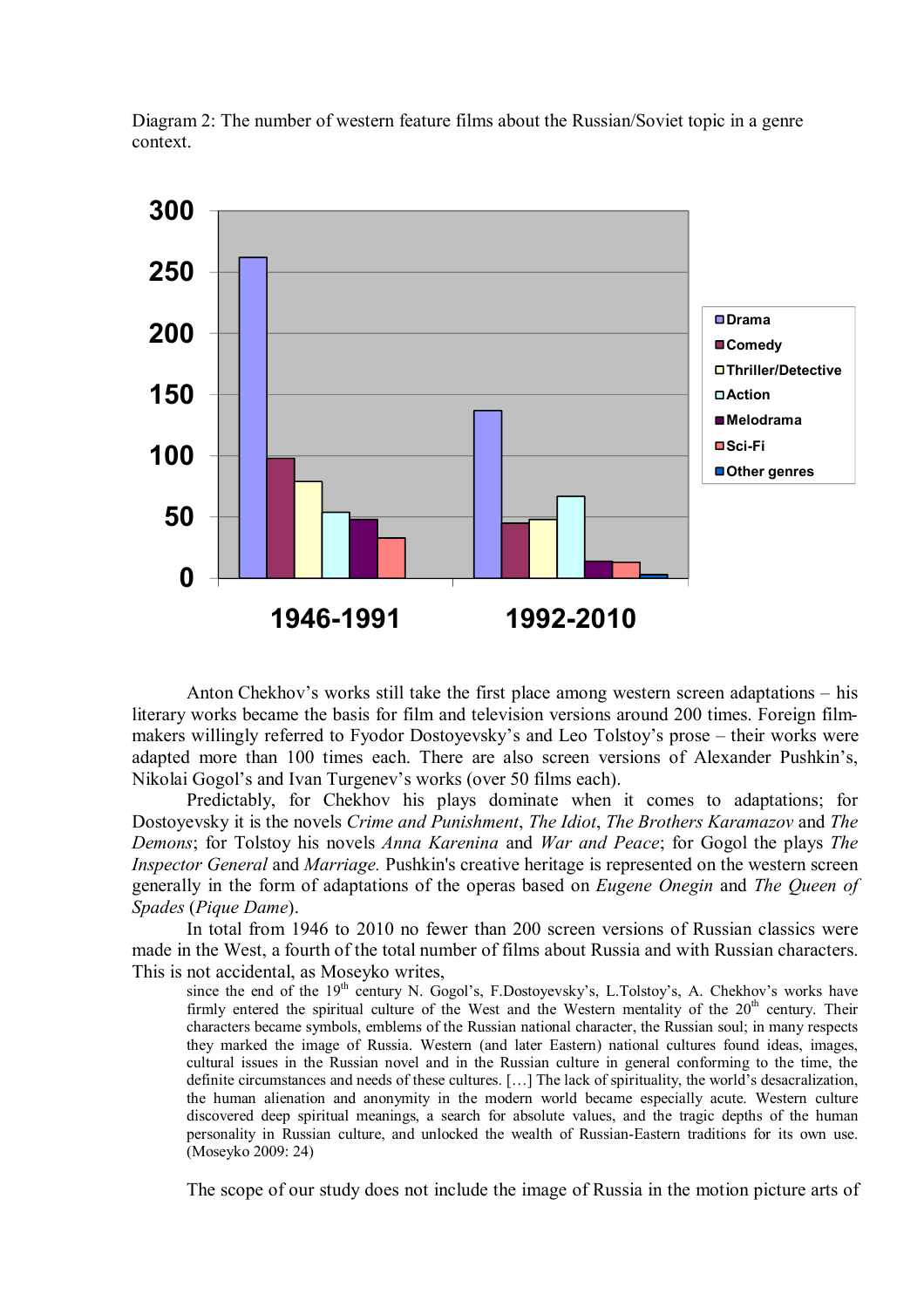Diagram 2: The number of western feature films about the Russian/Soviet topic in a genre context.

300
250
200
150
100
50
0

1946-1991
1992-2010

Drama
Comedy
Thriller/Detective
Action
Melodrama
Sci-Fi
Other genres

Anton Chekhov's works still take the first place among western screen adaptations – his literary works became the basis for film and television versions around 200 times. Foreign film-makers willingly referred to Fyodor Dostoyevsky's and Leo Tolstoy's prose – their works were adapted more than 100 times each. There are also screen versions of Alexander Pushkin's, Nikolai Gogol's and Ivan Turgenev's works (over 50 films each).

Predictably, for Chekhov his plays dominate when it comes to adaptations; for Dostoyevsky it is the novels *Crime and Punishment*, *The Idiot*, *The Brothers Karamazov* and *The Demons*; for Tolstoy his novels *Anna Karenina* and *War and Peace*; for Gogol the plays *The Inspector General* and *Marriage.* Pushkin's creative heritage is represented on the western screen generally in the form of adaptations of the operas based on *Eugene Onegin* and *The Queen of Spades* (*Pique Dame*).

In total from 1946 to 2010 no fewer than 200 screen versions of Russian classics were made in the West, a fourth of the total number of films about Russia and with Russian characters. This is not accidental, as Moseyko writes,

> since the end of the 19th century N. Gogol's, F.Dostoyevsky's, L.Tolstoy's, A. Chekhov's works have firmly entered the spiritual culture of the West and the Western mentality of the 20th century. Their characters became symbols, emblems of the Russian national character, the Russian soul; in many respects they marked the image of Russia. Western (and later Eastern) national cultures found ideas, images, cultural issues in the Russian novel and in the Russian culture in general conforming to the time, the definite circumstances and needs of these cultures. […] The lack of spirituality, the world's desacralization, the human alienation and anonymity in the modern world became especially acute. Western culture discovered deep spiritual meanings, a search for absolute values, and the tragic depths of the human personality in Russian culture, and unlocked the wealth of Russian-Eastern traditions for its own use. (Moseyko 2009: 24)

The scope of our study does not include the image of Russia in the motion picture arts of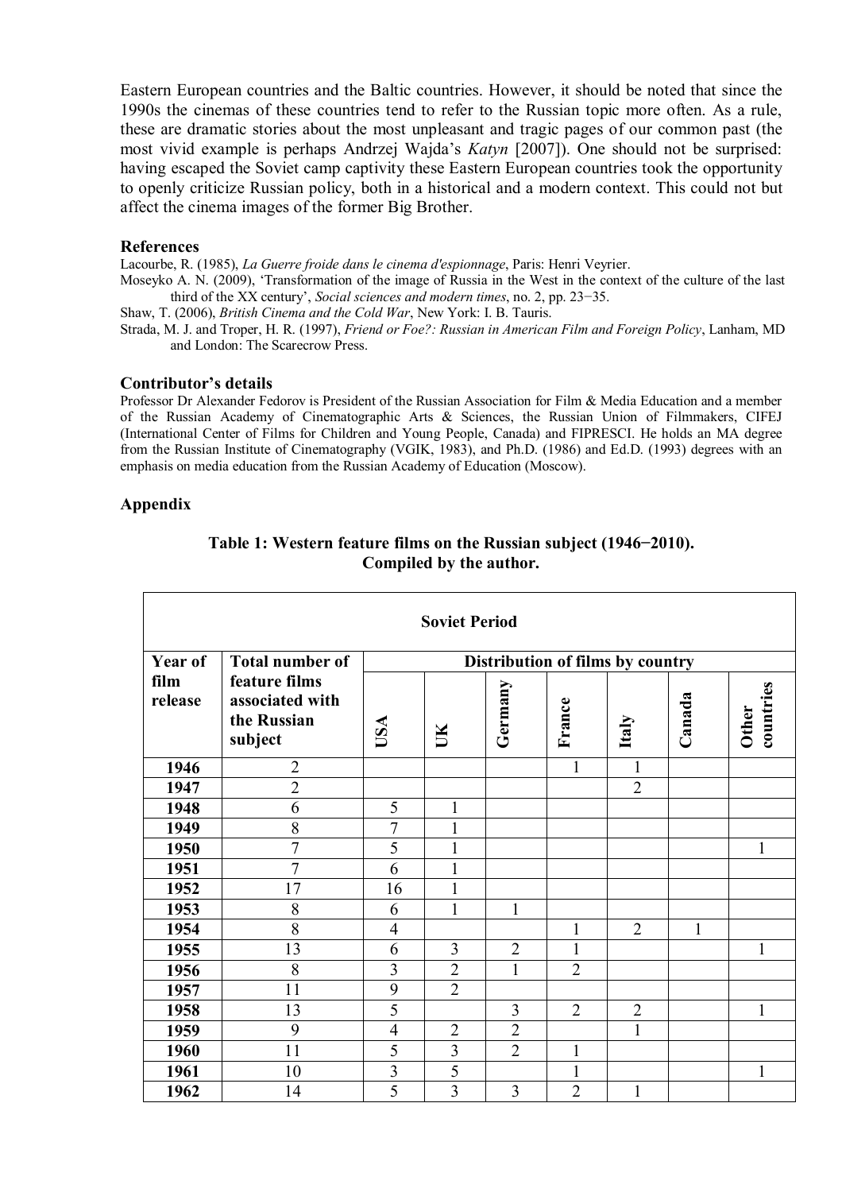Eastern European countries and the Baltic countries. However, it should be noted that since the 1990s the cinemas of these countries tend to refer to the Russian topic more often. As a rule, these are dramatic stories about the most unpleasant and tragic pages of our common past (the most vivid example is perhaps Andrzej Wajda's *Katyn* [2007]). One should not be surprised: having escaped the Soviet camp captivity these Eastern European countries took the opportunity to openly criticize Russian policy, both in a historical and a modern context. This could not but affect the cinema images of the former Big Brother.

### References

Lacourbe, R. (1985), *La Guerre froide dans le cinema d'espionnage*, Paris: Henri Veyrier.

Moseyko A. N. (2009), 'Transformation of the image of Russia in the West in the context of the culture of the last third of the XX century', *Social sciences and modern times*, no. 2, pp. 23−35.

Shaw, T. (2006), *British Cinema and the Cold War*, New York: I. B. Tauris.

Strada, M. J. and Troper, H. R. (1997), *Friend or Foe?: Russian in American Film and Foreign Policy*, Lanham, MD and London: The Scarecrow Press.

### Contributor's details

Professor Dr Alexander Fedorov is President of the Russian Association for Film & Media Education and a member of the Russian Academy of Cinematographic Arts & Sciences, the Russian Union of Filmmakers, CIFEJ (International Center of Films for Children and Young People, Canada) and FIPRESCI. He holds an MA degree from the Russian Institute of Cinematography (VGIK, 1983), and Ph.D. (1986) and Ed.D. (1993) degrees with an emphasis on media education from the Russian Academy of Education (Moscow).

### Appendix

**Table 1: Western feature films on the Russian subject (1946−2010). Compiled by the author.**

| Soviet Period | | | | | | | | |
|---|---|---|---|---|---|---|---|---|
| **Year of film release** | **Total number of feature films associated with the Russian subject** | **Distribution of films by country** | | | | | | |
| | | **USA** | **UK** | **Germany** | **France** | **Italy** | **Canada** | **Other countries** |
| **1946** | 2 | | | | 1 | 1 | | |
| **1947** | 2 | | | | | 2 | | |
| **1948** | 6 | 5 | 1 | | | | | |
| **1949** | 8 | 7 | 1 | | | | | |
| **1950** | 7 | 5 | 1 | | | | | 1 |
| **1951** | 7 | 6 | 1 | | | | | |
| **1952** | 17 | 16 | 1 | | | | | |
| **1953** | 8 | 6 | 1 | 1 | | | | |
| **1954** | 8 | 4 | | | 1 | 2 | 1 | |
| **1955** | 13 | 6 | 3 | 2 | 1 | | | 1 |
| **1956** | 8 | 3 | 2 | 1 | 2 | | | |
| **1957** | 11 | 9 | 2 | | | | | |
| **1958** | 13 | 5 | | 3 | 2 | 2 | | 1 |
| **1959** | 9 | 4 | 2 | 2 | | 1 | | |
| **1960** | 11 | 5 | 3 | 2 | 1 | | | |
| **1961** | 10 | 3 | 5 | | 1 | | | 1 |
| **1962** | 14 | 5 | 3 | 3 | 2 | 1 | | |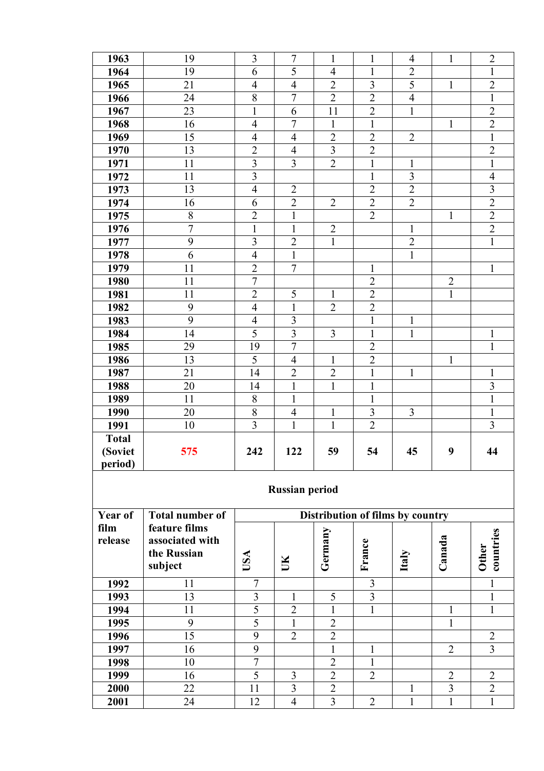| | | | | | | | | |
|---|---|---|---|---|---|---|---|---|
| **1963** | 19 | 3 | 7 | 1 | 1 | 4 | 1 | 2 |
| **1964** | 19 | 6 | 5 | 4 | 1 | 2 | | 1 |
| **1965** | 21 | 4 | 4 | 2 | 3 | 5 | 1 | 2 |
| **1966** | 24 | 8 | 7 | 2 | 2 | 4 | | 1 |
| **1967** | 23 | 1 | 6 | 11 | 2 | 1 | | 2 |
| **1968** | 16 | 4 | 7 | 1 | 1 | | 1 | 2 |
| **1969** | 15 | 4 | 4 | 2 | 2 | 2 | | 1 |
| **1970** | 13 | 2 | 4 | 3 | 2 | | | 2 |
| **1971** | 11 | 3 | 3 | 2 | 1 | 1 | | 1 |
| **1972** | 11 | 3 | | | 1 | 3 | | 4 |
| **1973** | 13 | 4 | 2 | | 2 | 2 | | 3 |
| **1974** | 16 | 6 | 2 | 2 | 2 | 2 | | 2 |
| **1975** | 8 | 2 | 1 | | 2 | | 1 | 2 |
| **1976** | 7 | 1 | 1 | 2 | | 1 | | 2 |
| **1977** | 9 | 3 | 2 | 1 | | 2 | | 1 |
| **1978** | 6 | 4 | 1 | | | 1 | | |
| **1979** | 11 | 2 | 7 | | 1 | | | 1 |
| **1980** | 11 | 7 | | | 2 | | 2 | |
| **1981** | 11 | 2 | 5 | 1 | 2 | | 1 | |
| **1982** | 9 | 4 | 1 | 2 | 2 | | | |
| **1983** | 9 | 4 | 3 | | 1 | 1 | | |
| **1984** | 14 | 5 | 3 | 3 | 1 | 1 | | 1 |
| **1985** | 29 | 19 | 7 | | 2 | | | 1 |
| **1986** | 13 | 5 | 4 | 1 | 2 | | 1 | |
| **1987** | 21 | 14 | 2 | 2 | 1 | 1 | | 1 |
| **1988** | 20 | 14 | 1 | 1 | 1 | | | 3 |
| **1989** | 11 | 8 | 1 | | 1 | | | 1 |
| **1990** | 20 | 8 | 4 | 1 | 3 | 3 | | 1 |
| **1991** | 10 | 3 | 1 | 1 | 2 | | | 3 |
| **Total (Soviet period)** | **575** | **242** | **122** | **59** | **54** | **45** | **9** | **44** |

**Russian period**

| Year of film release | Total number of feature films associated with the Russian subject | Distribution of films by country | | | | | | |
|---|---|---|---|---|---|---|---|---|
| | | **USA** | **UK** | **Germany** | **France** | **Italy** | **Canada** | **Other countries** |
| **1992** | 11 | 7 | | | 3 | | | 1 |
| **1993** | 13 | 3 | 1 | 5 | 3 | | | 1 |
| **1994** | 11 | 5 | 2 | 1 | 1 | | 1 | 1 |
| **1995** | 9 | 5 | 1 | 2 | | | 1 | |
| **1996** | 15 | 9 | 2 | 2 | | | | 2 |
| **1997** | 16 | 9 | | 1 | 1 | | 2 | 3 |
| **1998** | 10 | 7 | | 2 | 1 | | | |
| **1999** | 16 | 5 | 3 | 2 | 2 | | 2 | 2 |
| **2000** | 22 | 11 | 3 | 2 | | 1 | 3 | 2 |
| **2001** | 24 | 12 | 4 | 3 | 2 | 1 | 1 | 1 |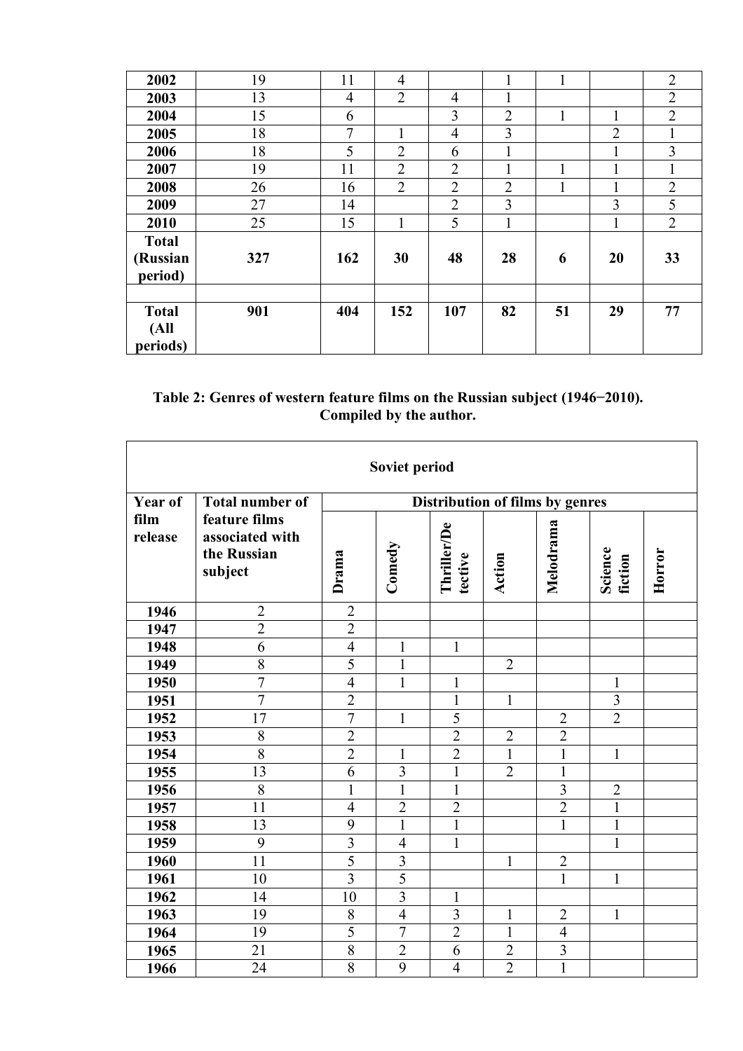| | | | | | | | | |
|---|---|---|---|---|---|---|---|---|
| **2002** | 19 | 11 | 4 | | 1 | 1 | | 2 |
| **2003** | 13 | 4 | 2 | 4 | 1 | | | 2 |
| **2004** | 15 | 6 | | 3 | 2 | 1 | 1 | 2 |
| **2005** | 18 | 7 | 1 | 4 | 3 | | 2 | 1 |
| **2006** | 18 | 5 | 2 | 6 | 1 | | 1 | 3 |
| **2007** | 19 | 11 | 2 | 2 | 1 | 1 | 1 | 1 |
| **2008** | 26 | 16 | 2 | 2 | 2 | 1 | 1 | 2 |
| **2009** | 27 | 14 | | 2 | 3 | | 3 | 5 |
| **2010** | 25 | 15 | 1 | 5 | 1 | | 1 | 2 |
| **Total (Russian period)** | **327** | **162** | **30** | **48** | **28** | **6** | **20** | **33** |
| | | | | | | | | |
| **Total (All periods)** | **901** | **404** | **152** | **107** | **82** | **51** | **29** | **77** |

**Table 2: Genres of western feature films on the Russian subject (1946−2010). Compiled by the author.**

| **Soviet period** | | | | | | | | |
|---|---|---|---|---|---|---|---|---|
| **Year of film release** | **Total number of feature films associated with the Russian subject** | **Distribution of films by genres** | | | | | | |
| | | **Drama** | **Comedy** | **Thriller/Detective** | **Action** | **Melodrama** | **Science fiction** | **Horror** |
| **1946** | 2 | 2 | | | | | | |
| **1947** | 2 | 2 | | | | | | |
| **1948** | 6 | 4 | 1 | 1 | | | | |
| **1949** | 8 | 5 | 1 | | 2 | | | |
| **1950** | 7 | 4 | 1 | 1 | | | 1 | |
| **1951** | 7 | 2 | | 1 | 1 | | 3 | |
| **1952** | 17 | 7 | 1 | 5 | | 2 | 2 | |
| **1953** | 8 | 2 | | 2 | 2 | 2 | | |
| **1954** | 8 | 2 | 1 | 2 | 1 | 1 | 1 | |
| **1955** | 13 | 6 | 3 | 1 | 2 | 1 | | |
| **1956** | 8 | 1 | 1 | 1 | | 3 | 2 | |
| **1957** | 11 | 4 | 2 | 2 | | 2 | 1 | |
| **1958** | 13 | 9 | 1 | 1 | | 1 | 1 | |
| **1959** | 9 | 3 | 4 | 1 | | | 1 | |
| **1960** | 11 | 5 | 3 | | 1 | 2 | | |
| **1961** | 10 | 3 | 5 | | | 1 | 1 | |
| **1962** | 14 | 10 | 3 | 1 | | | | |
| **1963** | 19 | 8 | 4 | 3 | 1 | 2 | 1 | |
| **1964** | 19 | 5 | 7 | 2 | 1 | 4 | | |
| **1965** | 21 | 8 | 2 | 6 | 2 | 3 | | |
| **1966** | 24 | 8 | 9 | 4 | 2 | 1 | | |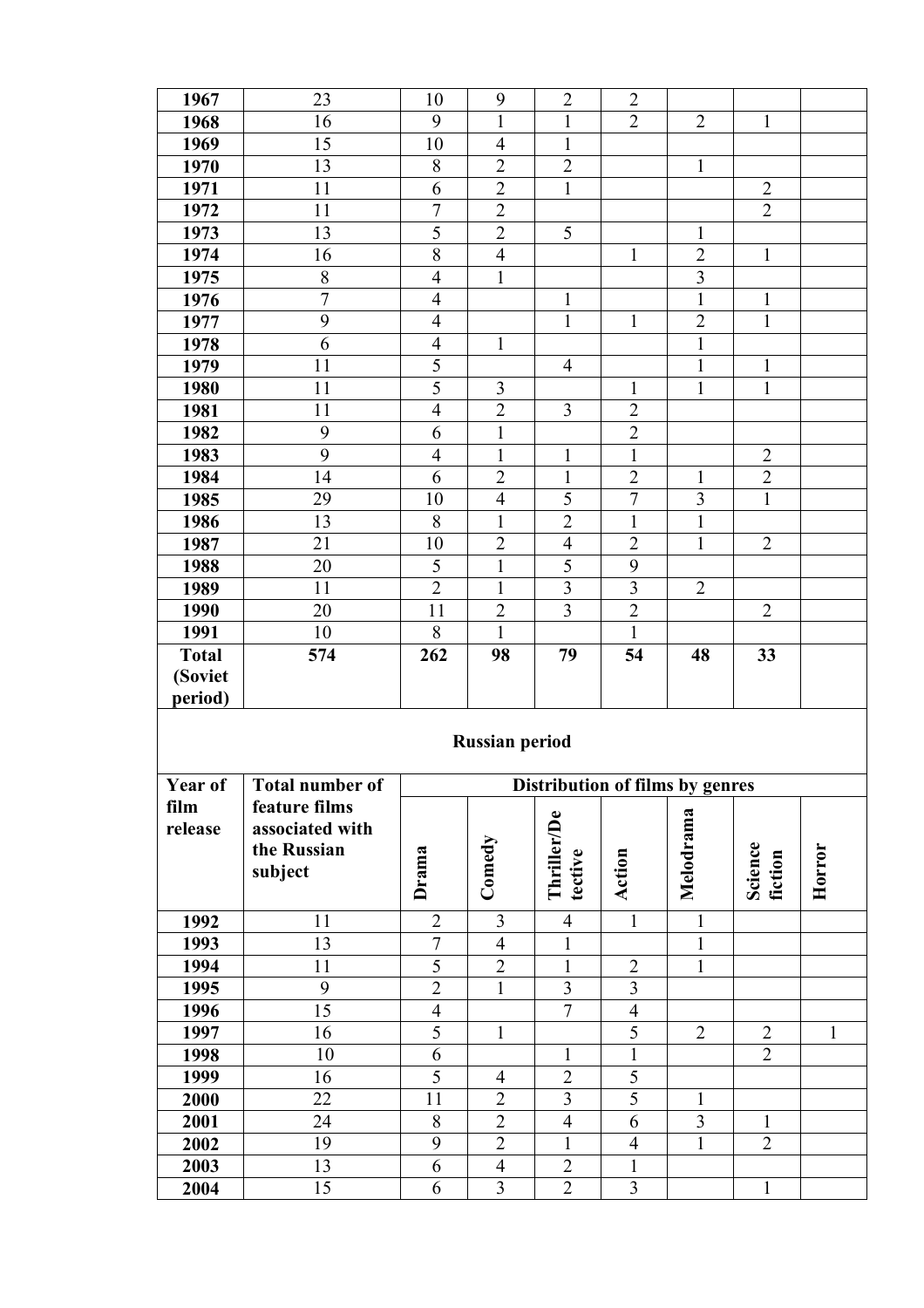| | | | | | | | | |
|---|---|---|---|---|---|---|---|---|
| **1967** | 23 | 10 | 9 | 2 | 2 | | | |
| **1968** | 16 | 9 | 1 | 1 | 2 | 2 | 1 | |
| **1969** | 15 | 10 | 4 | 1 | | | | |
| **1970** | 13 | 8 | 2 | 2 | | 1 | | |
| **1971** | 11 | 6 | 2 | 1 | | | 2 | |
| **1972** | 11 | 7 | 2 | | | | 2 | |
| **1973** | 13 | 5 | 2 | 5 | | 1 | | |
| **1974** | 16 | 8 | 4 | | 1 | 2 | 1 | |
| **1975** | 8 | 4 | 1 | | | 3 | | |
| **1976** | 7 | 4 | | 1 | | 1 | 1 | |
| **1977** | 9 | 4 | | 1 | 1 | 2 | 1 | |
| **1978** | 6 | 4 | 1 | | | 1 | | |
| **1979** | 11 | 5 | | 4 | | 1 | 1 | |
| **1980** | 11 | 5 | 3 | | 1 | 1 | 1 | |
| **1981** | 11 | 4 | 2 | 3 | 2 | | | |
| **1982** | 9 | 6 | 1 | | 2 | | | |
| **1983** | 9 | 4 | 1 | 1 | 1 | | 2 | |
| **1984** | 14 | 6 | 2 | 1 | 2 | 1 | 2 | |
| **1985** | 29 | 10 | 4 | 5 | 7 | 3 | 1 | |
| **1986** | 13 | 8 | 1 | 2 | 1 | 1 | | |
| **1987** | 21 | 10 | 2 | 4 | 2 | 1 | 2 | |
| **1988** | 20 | 5 | 1 | 5 | 9 | | | |
| **1989** | 11 | 2 | 1 | 3 | 3 | 2 | | |
| **1990** | 20 | 11 | 2 | 3 | 2 | | 2 | |
| **1991** | 10 | 8 | 1 | | 1 | | | |
| **Total (Soviet period)** | **574** | **262** | **98** | **79** | **54** | **48** | **33** | |

**Russian period**

| Year of film release | Total number of feature films associated with the Russian subject | Distribution of films by genres | | | | | | |
|---|---|---|---|---|---|---|---|---|
| | | **Drama** | **Comedy** | **Thriller/Detective** | **Action** | **Melodrama** | **Science fiction** | **Horror** |
| **1992** | 11 | 2 | 3 | 4 | 1 | 1 | | |
| **1993** | 13 | 7 | 4 | 1 | | 1 | | |
| **1994** | 11 | 5 | 2 | 1 | 2 | 1 | | |
| **1995** | 9 | 2 | 1 | 3 | 3 | | | |
| **1996** | 15 | 4 | | 7 | 4 | | | |
| **1997** | 16 | 5 | 1 | | 5 | 2 | 2 | 1 |
| **1998** | 10 | 6 | | 1 | 1 | | 2 | |
| **1999** | 16 | 5 | 4 | 2 | 5 | | | |
| **2000** | 22 | 11 | 2 | 3 | 5 | 1 | | |
| **2001** | 24 | 8 | 2 | 4 | 6 | 3 | 1 | |
| **2002** | 19 | 9 | 2 | 1 | 4 | 1 | 2 | |
| **2003** | 13 | 6 | 4 | 2 | 1 | | | |
| **2004** | 15 | 6 | 3 | 2 | 3 | | 1 | |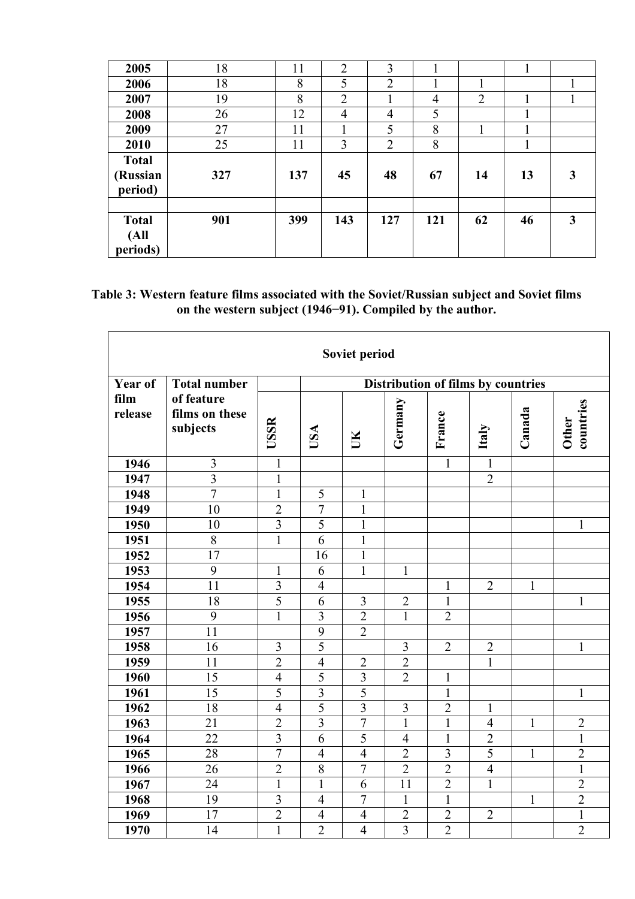| | | | | | | | | |
|---|---|---|---|---|---|---|---|---|
| **2005** | 18 | 11 | 2 | 3 | 1 | | 1 | |
| **2006** | 18 | 8 | 5 | 2 | 1 | 1 | | 1 |
| **2007** | 19 | 8 | 2 | 1 | 4 | 2 | 1 | 1 |
| **2008** | 26 | 12 | 4 | 4 | 5 | | 1 | |
| **2009** | 27 | 11 | 1 | 5 | 8 | 1 | 1 | |
| **2010** | 25 | 11 | 3 | 2 | 8 | | 1 | |
| **Total (Russian period)** | **327** | **137** | **45** | **48** | **67** | **14** | **13** | **3** |
| | | | | | | | | |
| **Total (All periods)** | **901** | **399** | **143** | **127** | **121** | **62** | **46** | **3** |

**Table 3: Western feature films associated with the Soviet/Russian subject and Soviet films on the western subject (1946−91). Compiled by the author.**

| **Soviet period** | | | | | | | | | |
|---|---|---|---|---|---|---|---|---|---|
| **Year of film release** | **Total number of feature films on these subjects** | | **Distribution of films by countries** | | | | | | |
| | | **USSR** | **USA** | **UK** | **Germany** | **France** | **Italy** | **Canada** | **Other countries** |
| **1946** | 3 | 1 | | | | 1 | 1 | | |
| **1947** | 3 | 1 | | | | | 2 | | |
| **1948** | 7 | 1 | 5 | 1 | | | | | |
| **1949** | 10 | 2 | 7 | 1 | | | | | |
| **1950** | 10 | 3 | 5 | 1 | | | | | 1 |
| **1951** | 8 | 1 | 6 | 1 | | | | | |
| **1952** | 17 | | 16 | 1 | | | | | |
| **1953** | 9 | 1 | 6 | 1 | 1 | | | | |
| **1954** | 11 | 3 | 4 | | | 1 | 2 | 1 | |
| **1955** | 18 | 5 | 6 | 3 | 2 | 1 | | | 1 |
| **1956** | 9 | 1 | 3 | 2 | 1 | 2 | | | |
| **1957** | 11 | | 9 | 2 | | | | | |
| **1958** | 16 | 3 | 5 | | 3 | 2 | 2 | | 1 |
| **1959** | 11 | 2 | 4 | 2 | 2 | | 1 | | |
| **1960** | 15 | 4 | 5 | 3 | 2 | 1 | | | |
| **1961** | 15 | 5 | 3 | 5 | | 1 | | | 1 |
| **1962** | 18 | 4 | 5 | 3 | 3 | 2 | 1 | | |
| **1963** | 21 | 2 | 3 | 7 | 1 | 1 | 4 | 1 | 2 |
| **1964** | 22 | 3 | 6 | 5 | 4 | 1 | 2 | | 1 |
| **1965** | 28 | 7 | 4 | 4 | 2 | 3 | 5 | 1 | 2 |
| **1966** | 26 | 2 | 8 | 7 | 2 | 2 | 4 | | 1 |
| **1967** | 24 | 1 | 1 | 6 | 11 | 2 | 1 | | 2 |
| **1968** | 19 | 3 | 4 | 7 | 1 | 1 | | 1 | 2 |
| **1969** | 17 | 2 | 4 | 4 | 2 | 2 | 2 | | 1 |
| **1970** | 14 | 1 | 2 | 4 | 3 | 2 | | | 2 |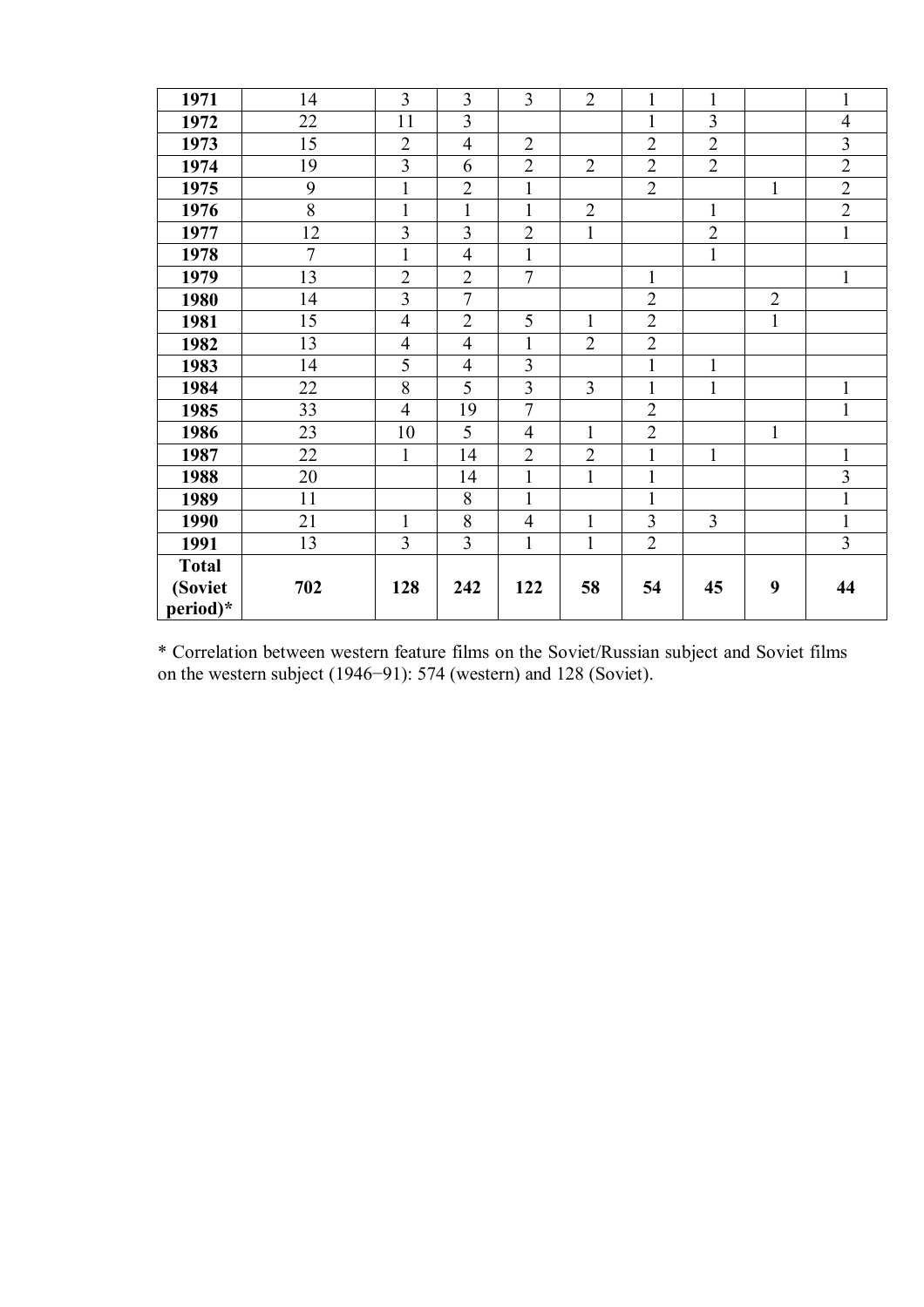| | | | | | | | | | |
|---|---|---|---|---|---|---|---|---|---|
| **1971** | 14 | 3 | 3 | 3 | 2 | 1 | 1 | | 1 |
| **1972** | 22 | 11 | 3 | | | 1 | 3 | | 4 |
| **1973** | 15 | 2 | 4 | 2 | | 2 | 2 | | 3 |
| **1974** | 19 | 3 | 6 | 2 | 2 | 2 | 2 | | 2 |
| **1975** | 9 | 1 | 2 | 1 | | 2 | | 1 | 2 |
| **1976** | 8 | 1 | 1 | 1 | 2 | | 1 | | 2 |
| **1977** | 12 | 3 | 3 | 2 | 1 | | 2 | | 1 |
| **1978** | 7 | 1 | 4 | 1 | | | 1 | | |
| **1979** | 13 | 2 | 2 | 7 | | 1 | | | 1 |
| **1980** | 14 | 3 | 7 | | | 2 | | 2 | |
| **1981** | 15 | 4 | 2 | 5 | 1 | 2 | | 1 | |
| **1982** | 13 | 4 | 4 | 1 | 2 | 2 | | | |
| **1983** | 14 | 5 | 4 | 3 | | 1 | 1 | | |
| **1984** | 22 | 8 | 5 | 3 | 3 | 1 | 1 | | 1 |
| **1985** | 33 | 4 | 19 | 7 | | 2 | | | 1 |
| **1986** | 23 | 10 | 5 | 4 | 1 | 2 | | 1 | |
| **1987** | 22 | 1 | 14 | 2 | 2 | 1 | 1 | | 1 |
| **1988** | 20 | | 14 | 1 | 1 | 1 | | | 3 |
| **1989** | 11 | | 8 | 1 | | 1 | | | 1 |
| **1990** | 21 | 1 | 8 | 4 | 1 | 3 | 3 | | 1 |
| **1991** | 13 | 3 | 3 | 1 | 1 | 2 | | | 3 |
| **Total (Soviet period)*** | **702** | **128** | **242** | **122** | **58** | **54** | **45** | **9** | **44** |

* Correlation between western feature films on the Soviet/Russian subject and Soviet films on the western subject (1946−91): 574 (western) and 128 (Soviet).